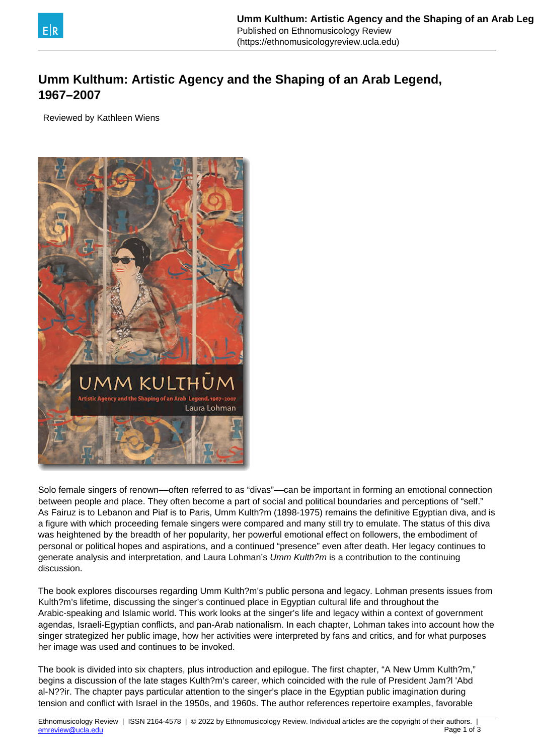# Umm Kulthum: Artistic Agency and the Shaping of an Arab Legend, 1967–2007

Reviewed by Kathleen Wiens

Solo female singers of renown—often referred to as "divas"—can be important in forming an emotional connection between people and place. They often become a part of social and political boundaries and perceptions of "self." As Fairuz is to Lebanon and Piaf is to Paris, Umm Kulth?m (1898-1975) remains the definitive Egyptian diva, and is a figure with which proceeding female singers were compared and many still try to emulate. The status of this diva was heightened by the breadth of her popularity, her powerful emotional effect on followers, the embodiment of personal or political hopes and aspirations, and a continued "presence" even after death. Her legacy continues to generate analysis and interpretation, and Laura Lohman's *Umm Kulth?m* is a contribution to the continuing discussion.

The book explores discourses regarding Umm Kulth?m's public persona and legacy. Lohman presents issues from Kulth?m's lifetime, discussing the singer's continued place in Egyptian cultural life and throughout the Arabic-speaking and Islamic world. This work looks at the singer's life and legacy within a context of government agendas, Israeli-Egyptian conflicts, and pan-Arab nationalism. In each chapter, Lohman takes into account how the singer strategized her public image, how her activities were interpreted by fans and critics, and for what purposes her image was used and continues to be invoked.

The book is divided into six chapters, plus introduction and epilogue. The first chapter, "A New Umm Kulth?m," begins a discussion of the late stages Kulth?m's career, which coincided with the rule of President Jam?l 'Abd al-N??ir. The chapter pays particular attention to the singer's place in the Egyptian public imagination during tension and conflict with Israel in the 1950s, and 1960s. The author references repertoire examples, favorable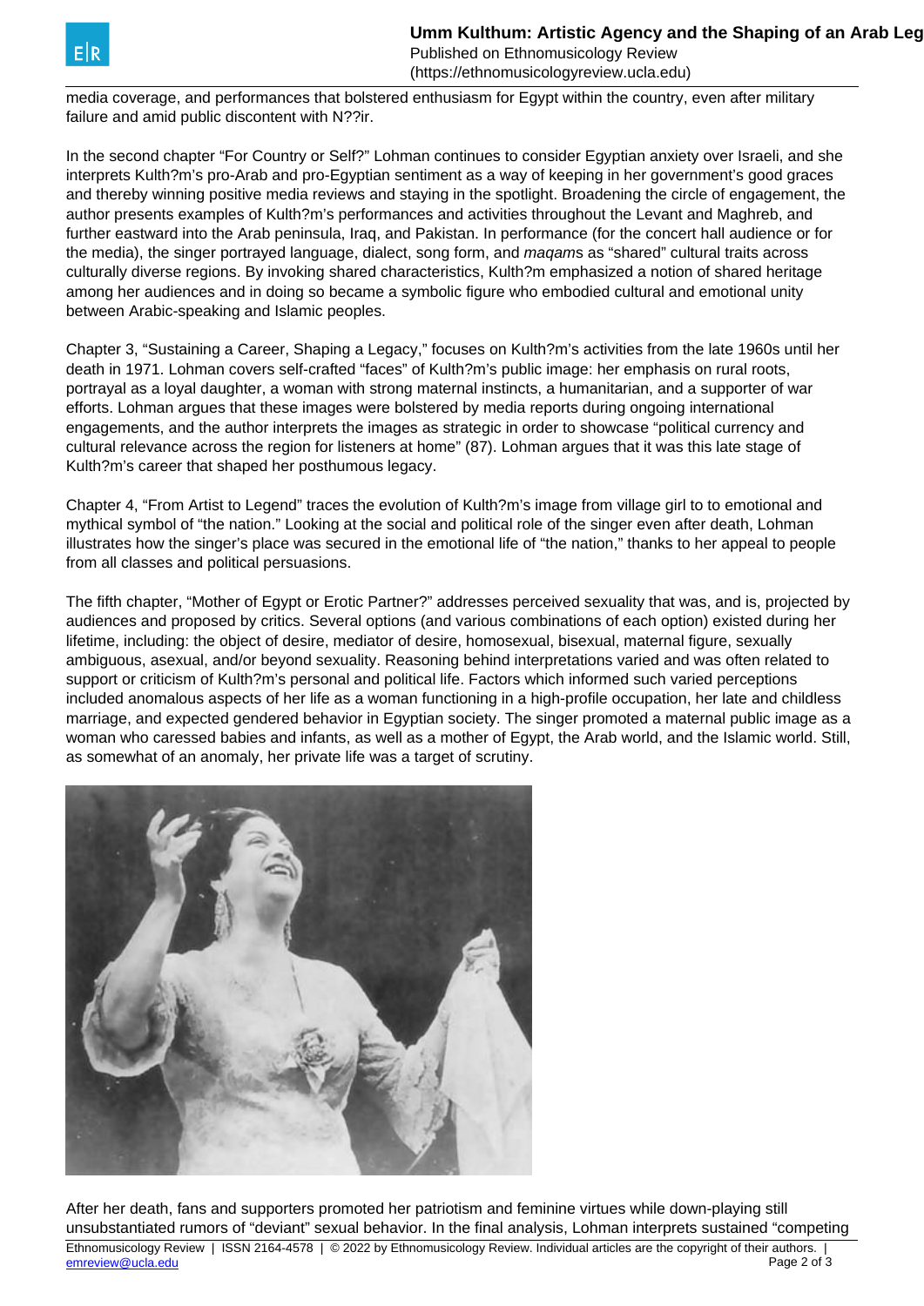media coverage, and performances that bolstered enthusiasm for Egypt within the country, even after military failure and amid public discontent with N??ir.

In the second chapter "For Country or Self?" Lohman continues to consider Egyptian anxiety over Israeli, and she interprets Kulth?m's pro-Arab and pro-Egyptian sentiment as a way of keeping in her government's good graces and thereby winning positive media reviews and staying in the spotlight. Broadening the circle of engagement, the author presents examples of Kulth?m's performances and activities throughout the Levant and Maghreb, and further eastward into the Arab peninsula, Iraq, and Pakistan. In performance (for the concert hall audience or for the media), the singer portrayed language, dialect, song form, and *maqam*s as "shared" cultural traits across culturally diverse regions. By invoking shared characteristics, Kulth?m emphasized a notion of shared heritage among her audiences and in doing so became a symbolic figure who embodied cultural and emotional unity between Arabic-speaking and Islamic peoples.

Chapter 3, "Sustaining a Career, Shaping a Legacy," focuses on Kulth?m's activities from the late 1960s until her death in 1971. Lohman covers self-crafted "faces" of Kulth?m's public image: her emphasis on rural roots, portrayal as a loyal daughter, a woman with strong maternal instincts, a humanitarian, and a supporter of war efforts. Lohman argues that these images were bolstered by media reports during ongoing international engagements, and the author interprets the images as strategic in order to showcase "political currency and cultural relevance across the region for listeners at home" (87). Lohman argues that it was this late stage of Kulth?m's career that shaped her posthumous legacy.

Chapter 4, "From Artist to Legend" traces the evolution of Kulth?m's image from village girl to to emotional and mythical symbol of "the nation." Looking at the social and political role of the singer even after death, Lohman illustrates how the singer's place was secured in the emotional life of "the nation," thanks to her appeal to people from all classes and political persuasions.

The fifth chapter, "Mother of Egypt or Erotic Partner?" addresses perceived sexuality that was, and is, projected by audiences and proposed by critics. Several options (and various combinations of each option) existed during her lifetime, including: the object of desire, mediator of desire, homosexual, bisexual, maternal figure, sexually ambiguous, asexual, and/or beyond sexuality. Reasoning behind interpretations varied and was often related to support or criticism of Kulth?m's personal and political life. Factors which informed such varied perceptions included anomalous aspects of her life as a woman functioning in a high-profile occupation, her late and childless marriage, and expected gendered behavior in Egyptian society. The singer promoted a maternal public image as a woman who caressed babies and infants, as well as a mother of Egypt, the Arab world, and the Islamic world. Still, as somewhat of an anomaly, her private life was a target of scrutiny.

After her death, fans and supporters promoted her patriotism and feminine virtues while down-playing still unsubstantiated rumors of "deviant" sexual behavior. In the final analysis, Lohman interprets sustained "competing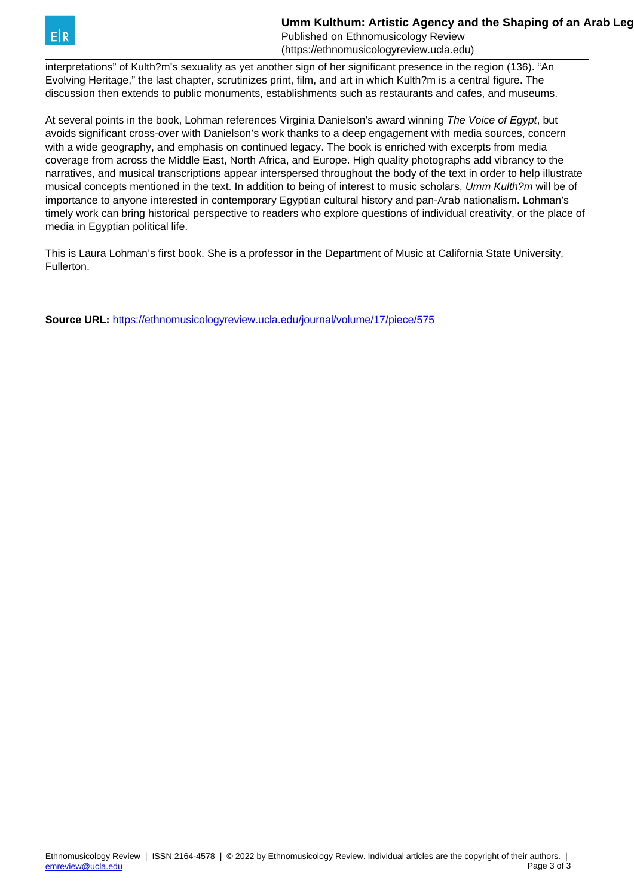interpretations" of Kulth?m's sexuality as yet another sign of her significant presence in the region (136). "An Evolving Heritage," the last chapter, scrutinizes print, film, and art in which Kulth?m is a central figure. The discussion then extends to public monuments, establishments such as restaurants and cafes, and museums.

At several points in the book, Lohman references Virginia Danielson's award winning *The Voice of Egypt*, but avoids significant cross-over with Danielson's work thanks to a deep engagement with media sources, concern with a wide geography, and emphasis on continued legacy. The book is enriched with excerpts from media coverage from across the Middle East, North Africa, and Europe. High quality photographs add vibrancy to the narratives, and musical transcriptions appear interspersed throughout the body of the text in order to help illustrate musical concepts mentioned in the text. In addition to being of interest to music scholars, *Umm Kulth?m* will be of importance to anyone interested in contemporary Egyptian cultural history and pan-Arab nationalism. Lohman's timely work can bring historical perspective to readers who explore questions of individual creativity, or the place of media in Egyptian political life.

This is Laura Lohman's first book. She is a professor in the Department of Music at California State University, Fullerton.

**Source URL:** https://ethnomusicologyreview.ucla.edu/journal/volume/17/piece/575